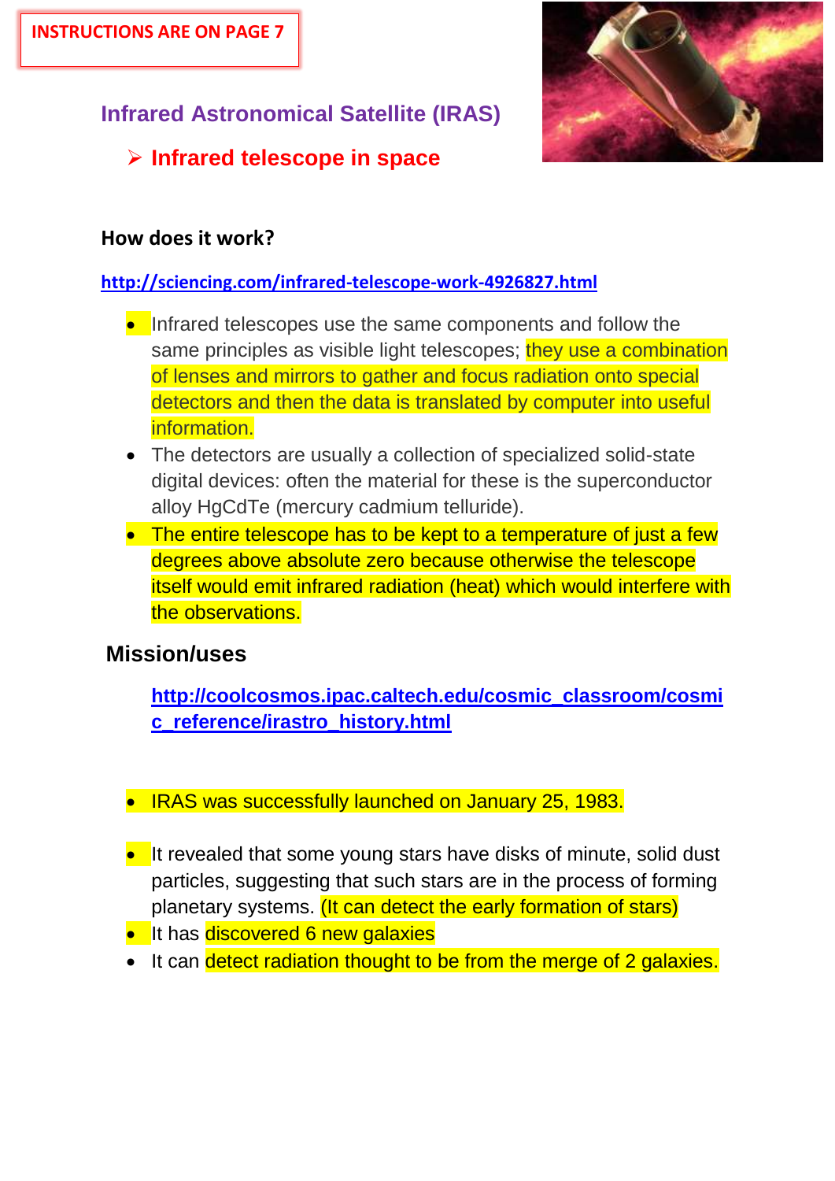INSTRUCTIONS ARE ON PAGE 7

## Infrared Astronomical Satellite (IRAS)

- **Infrared telescope in space**

### How does it work?

http://sciencing.com/infrared-telescope-work-4926827.html

- Infrared telescopes use the same components and follow the same principles as visible light telescopes; they use a combination of lenses and mirrors to gather and focus radiation onto special detectors and then the data is translated by computer into useful information.
- The detectors are usually a collection of specialized solid-state digital devices: often the material for these is the superconductor alloy HgCdTe (mercury cadmium telluride).
- The entire telescope has to be kept to a temperature of just a few degrees above absolute zero because otherwise the telescope itself would emit infrared radiation (heat) which would interfere with the observations.

### Mission/uses

http://coolcosmos.ipac.caltech.edu/cosmic_classroom/cosmic_reference/irastro_history.html

- IRAS was successfully launched on January 25, 1983.
- It revealed that some young stars have disks of minute, solid dust particles, suggesting that such stars are in the process of forming planetary systems. (It can detect the early formation of stars)
- It has discovered 6 new galaxies
- It can detect radiation thought to be from the merge of 2 galaxies.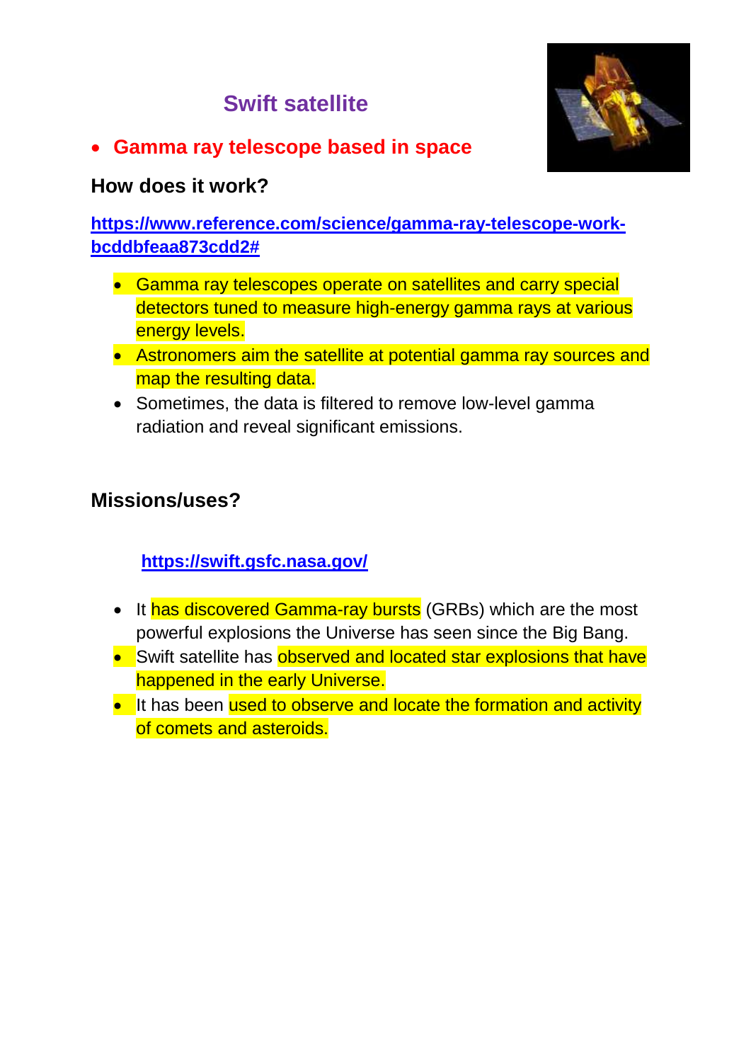## Swift satellite

- **Gamma ray telescope based in space**

### How does it work?

**https://www.reference.com/science/gamma-ray-telescope-work-bcddbfeaa873cdd2#**

- Gamma ray telescopes operate on satellites and carry special detectors tuned to measure high-energy gamma rays at various energy levels.
- Astronomers aim the satellite at potential gamma ray sources and map the resulting data.
- Sometimes, the data is filtered to remove low-level gamma radiation and reveal significant emissions.

### Missions/uses?

**https://swift.gsfc.nasa.gov/**

- It has discovered Gamma-ray bursts (GRBs) which are the most powerful explosions the Universe has seen since the Big Bang.
- Swift satellite has observed and located star explosions that have happened in the early Universe.
- It has been used to observe and locate the formation and activity of comets and asteroids.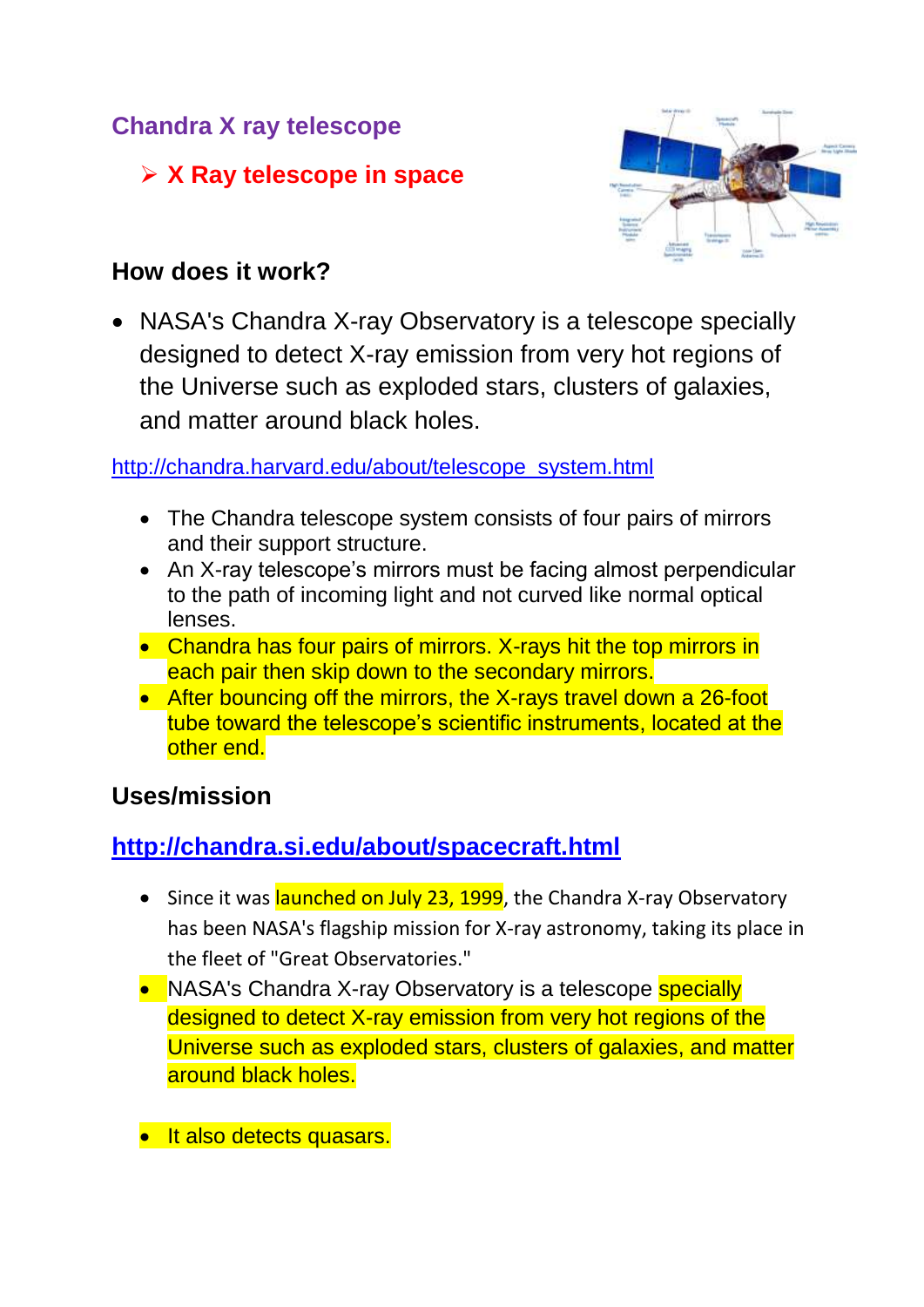## Chandra X ray telescope

- **X Ray telescope in space**

### How does it work?

- NASA's Chandra X-ray Observatory is a telescope specially designed to detect X-ray emission from very hot regions of the Universe such as exploded stars, clusters of galaxies, and matter around black holes.

http://chandra.harvard.edu/about/telescope_system.html

- The Chandra telescope system consists of four pairs of mirrors and their support structure.
- An X-ray telescope's mirrors must be facing almost perpendicular to the path of incoming light and not curved like normal optical lenses.
- Chandra has four pairs of mirrors. X-rays hit the top mirrors in each pair then skip down to the secondary mirrors.
- After bouncing off the mirrors, the X-rays travel down a 26-foot tube toward the telescope's scientific instruments, located at the other end.

### Uses/mission

**http://chandra.si.edu/about/spacecraft.html**

- Since it was launched on July 23, 1999, the Chandra X-ray Observatory has been NASA's flagship mission for X-ray astronomy, taking its place in the fleet of "Great Observatories."
- NASA's Chandra X-ray Observatory is a telescope specially designed to detect X-ray emission from very hot regions of the Universe such as exploded stars, clusters of galaxies, and matter around black holes.
- It also detects quasars.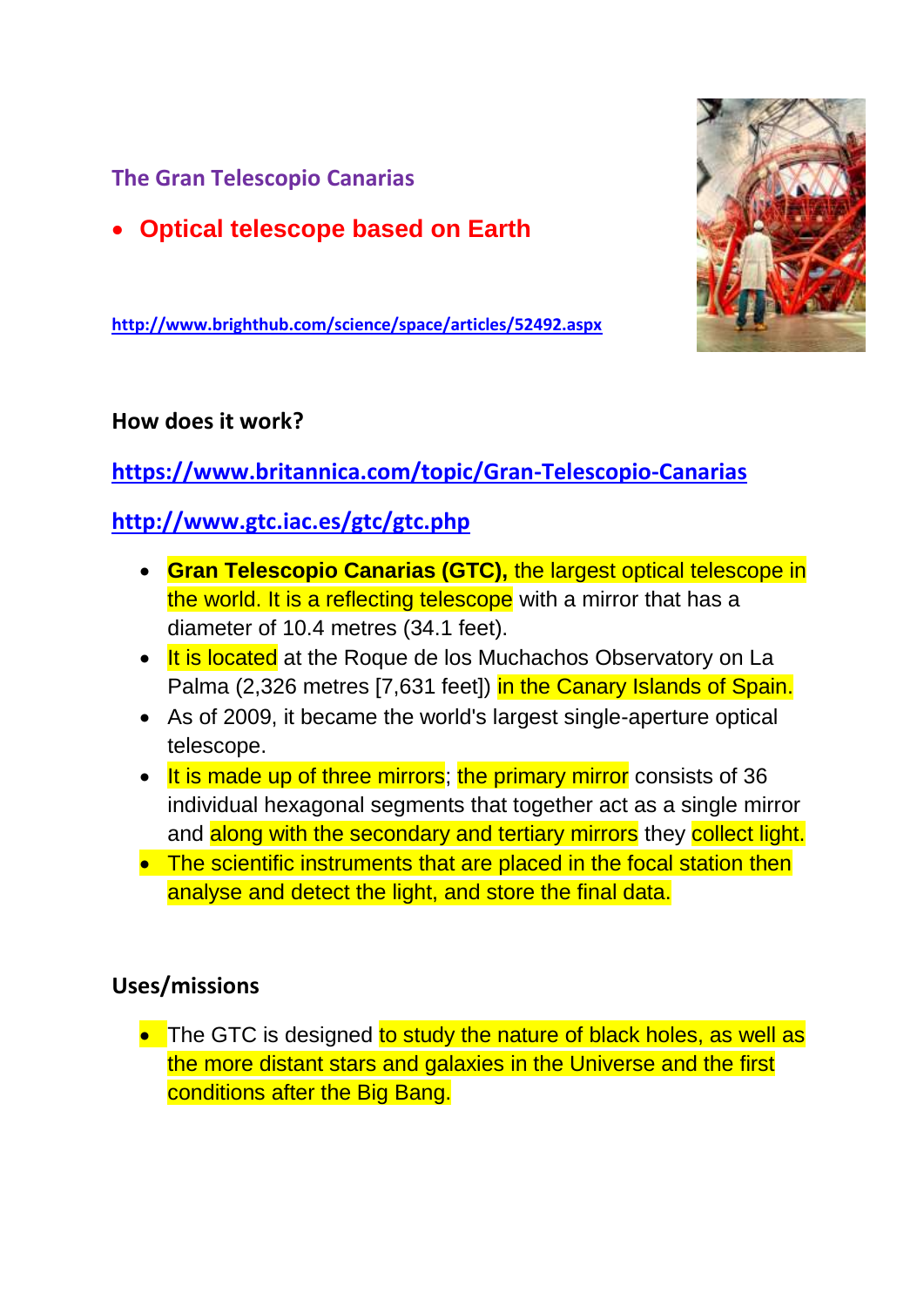## The Gran Telescopio Canarias

- **Optical telescope based on Earth**

http://www.brighthub.com/science/space/articles/52492.aspx

### How does it work?

https://www.britannica.com/topic/Gran-Telescopio-Canarias

http://www.gtc.iac.es/gtc/gtc.php

- **Gran Telescopio Canarias (GTC),** the largest optical telescope in the world. It is a reflecting telescope with a mirror that has a diameter of 10.4 metres (34.1 feet).
- It is located at the Roque de los Muchachos Observatory on La Palma (2,326 metres [7,631 feet]) in the Canary Islands of Spain.
- As of 2009, it became the world's largest single-aperture optical telescope.
- It is made up of three mirrors; the primary mirror consists of 36 individual hexagonal segments that together act as a single mirror and along with the secondary and tertiary mirrors they collect light.
- The scientific instruments that are placed in the focal station then analyse and detect the light, and store the final data.

### Uses/missions

- The GTC is designed to study the nature of black holes, as well as the more distant stars and galaxies in the Universe and the first conditions after the Big Bang.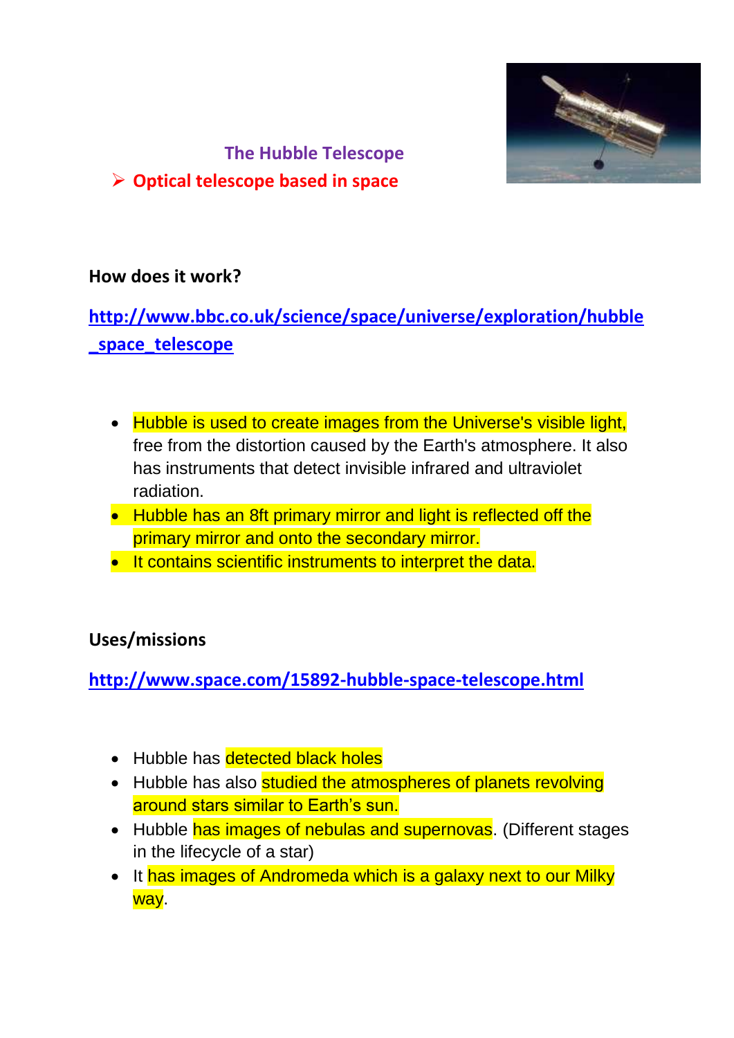## The Hubble Telescope

- **Optical telescope based in space**

**How does it work?**

http://www.bbc.co.uk/science/space/universe/exploration/hubble_space_telescope

- Hubble is used to create images from the Universe's visible light, free from the distortion caused by the Earth's atmosphere. It also has instruments that detect invisible infrared and ultraviolet radiation.
- Hubble has an 8ft primary mirror and light is reflected off the primary mirror and onto the secondary mirror.
- It contains scientific instruments to interpret the data.

**Uses/missions**

http://www.space.com/15892-hubble-space-telescope.html

- Hubble has detected black holes
- Hubble has also studied the atmospheres of planets revolving around stars similar to Earth's sun.
- Hubble has images of nebulas and supernovas. (Different stages in the lifecycle of a star)
- It has images of Andromeda which is a galaxy next to our Milky way.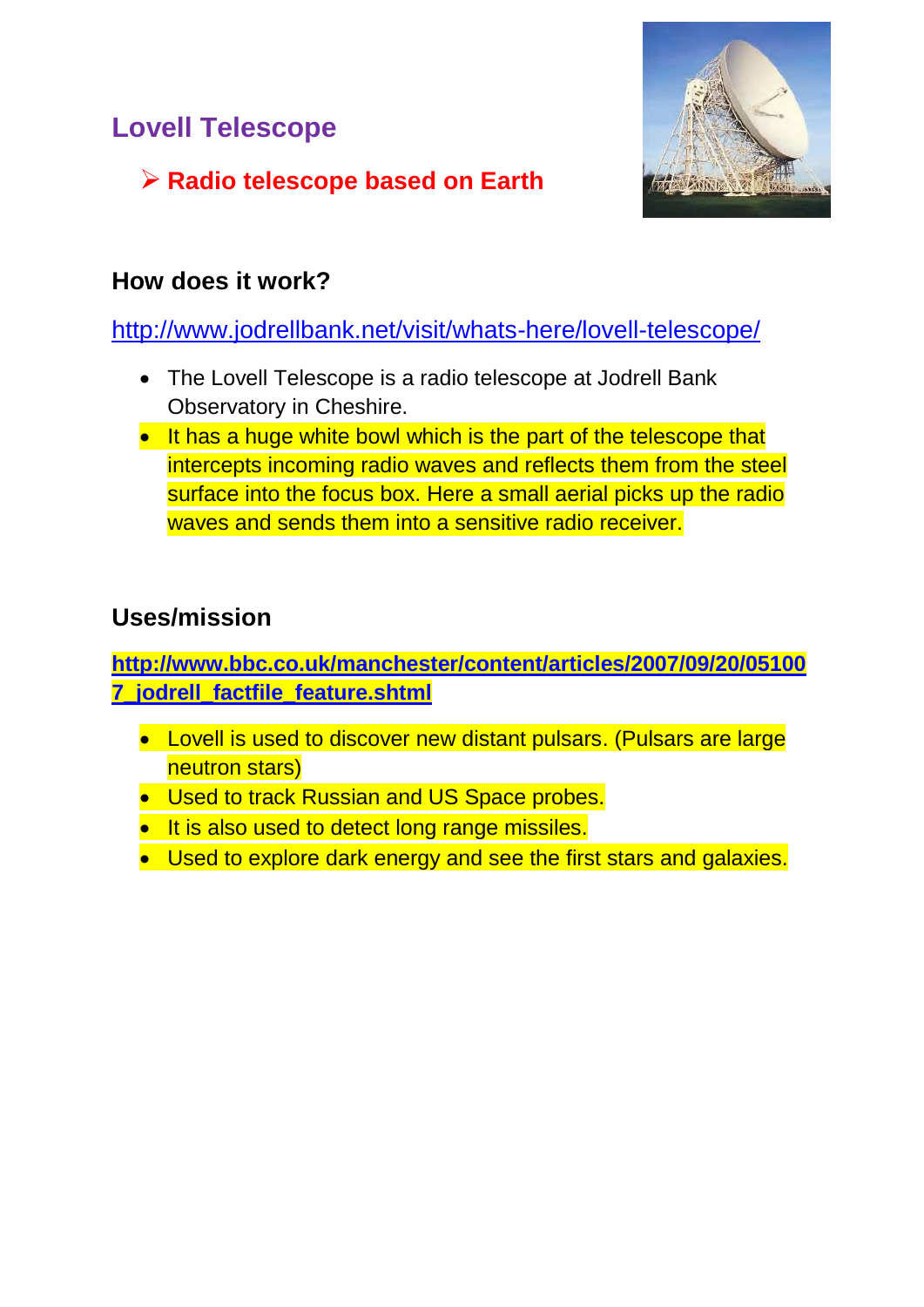## Lovell Telescope

- **Radio telescope based on Earth**

### How does it work?

http://www.jodrellbank.net/visit/whats-here/lovell-telescope/

- The Lovell Telescope is a radio telescope at Jodrell Bank Observatory in Cheshire.
- It has a huge white bowl which is the part of the telescope that intercepts incoming radio waves and reflects them from the steel surface into the focus box. Here a small aerial picks up the radio waves and sends them into a sensitive radio receiver.

### Uses/mission

**http://www.bbc.co.uk/manchester/content/articles/2007/09/20/051007_jodrell_factfile_feature.shtml**

- Lovell is used to discover new distant pulsars. (Pulsars are large neutron stars)
- Used to track Russian and US Space probes.
- It is also used to detect long range missiles.
- Used to explore dark energy and see the first stars and galaxies.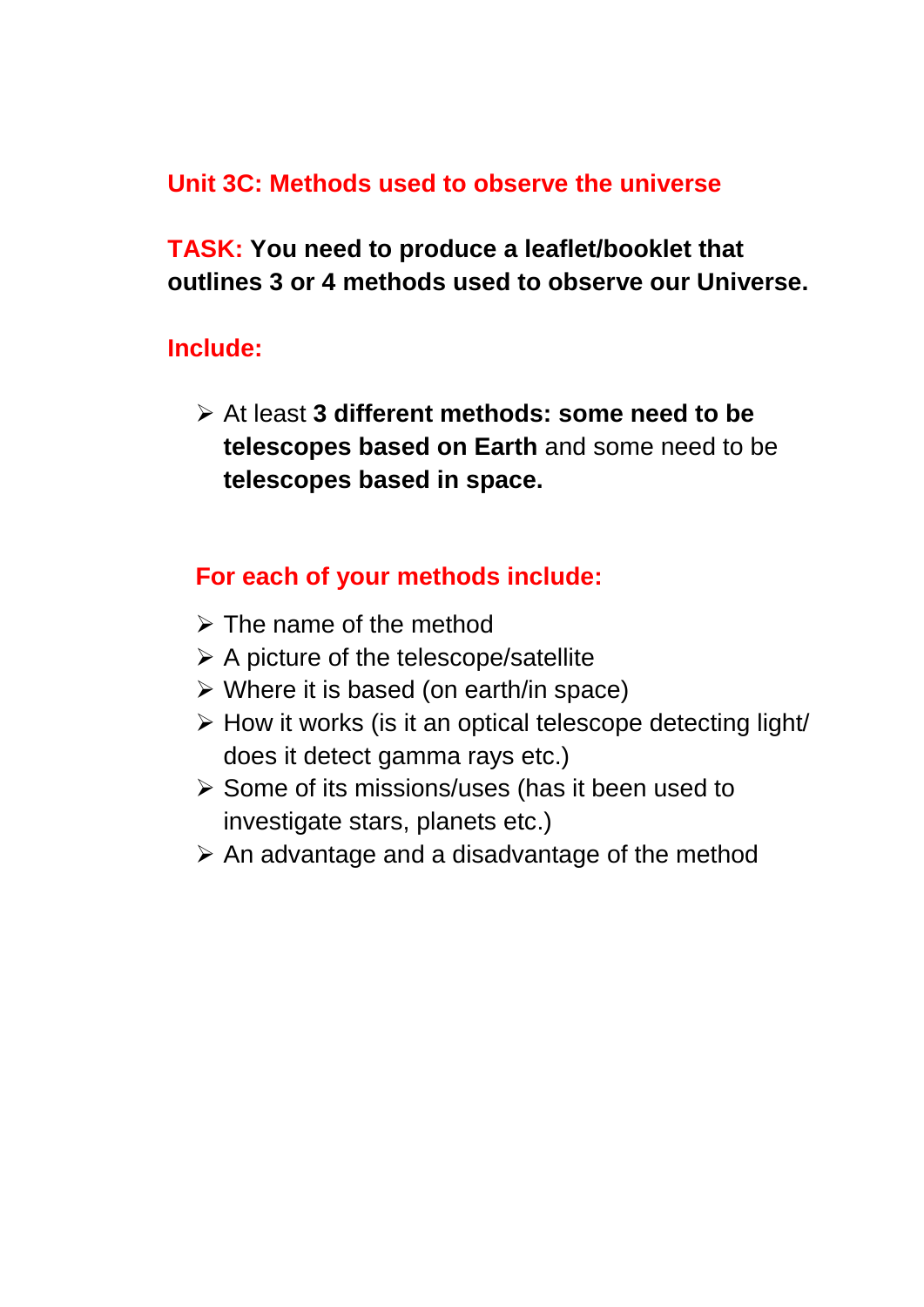## Unit 3C: Methods used to observe the universe

**TASK: You need to produce a leaflet/booklet that outlines 3 or 4 methods used to observe our Universe.**

**Include:**

- At least **3 different methods: some need to be telescopes based on Earth** and some need to be **telescopes based in space.**

**For each of your methods include:**

- The name of the method
- A picture of the telescope/satellite
- Where it is based (on earth/in space)
- How it works (is it an optical telescope detecting light/ does it detect gamma rays etc.)
- Some of its missions/uses (has it been used to investigate stars, planets etc.)
- An advantage and a disadvantage of the method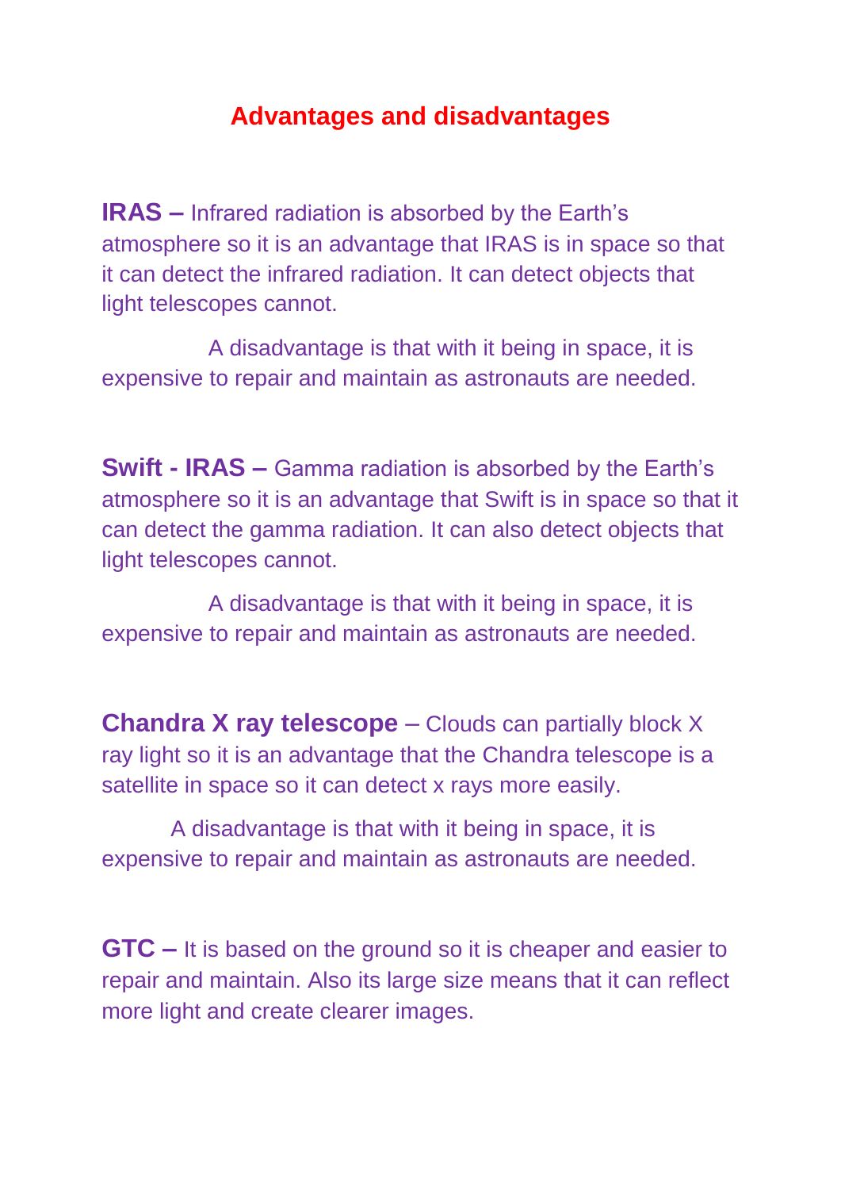## Advantages and disadvantages

**IRAS –** Infrared radiation is absorbed by the Earth's atmosphere so it is an advantage that IRAS is in space so that it can detect the infrared radiation. It can detect objects that light telescopes cannot.

A disadvantage is that with it being in space, it is expensive to repair and maintain as astronauts are needed.

**Swift - IRAS –** Gamma radiation is absorbed by the Earth's atmosphere so it is an advantage that Swift is in space so that it can detect the gamma radiation. It can also detect objects that light telescopes cannot.

A disadvantage is that with it being in space, it is expensive to repair and maintain as astronauts are needed.

**Chandra X ray telescope** – Clouds can partially block X ray light so it is an advantage that the Chandra telescope is a satellite in space so it can detect x rays more easily.

A disadvantage is that with it being in space, it is expensive to repair and maintain as astronauts are needed.

**GTC –** It is based on the ground so it is cheaper and easier to repair and maintain. Also its large size means that it can reflect more light and create clearer images.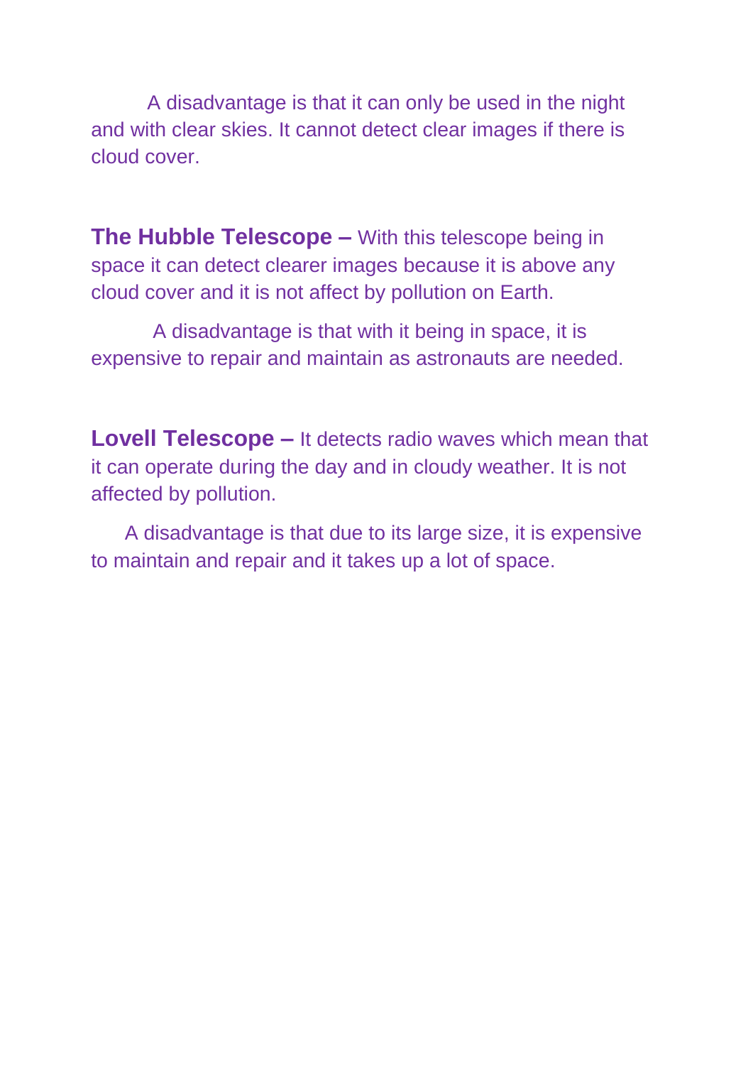A disadvantage is that it can only be used in the night and with clear skies. It cannot detect clear images if there is cloud cover.

**The Hubble Telescope –** With this telescope being in space it can detect clearer images because it is above any cloud cover and it is not affect by pollution on Earth.

A disadvantage is that with it being in space, it is expensive to repair and maintain as astronauts are needed.

**Lovell Telescope –** It detects radio waves which mean that it can operate during the day and in cloudy weather. It is not affected by pollution.

A disadvantage is that due to its large size, it is expensive to maintain and repair and it takes up a lot of space.